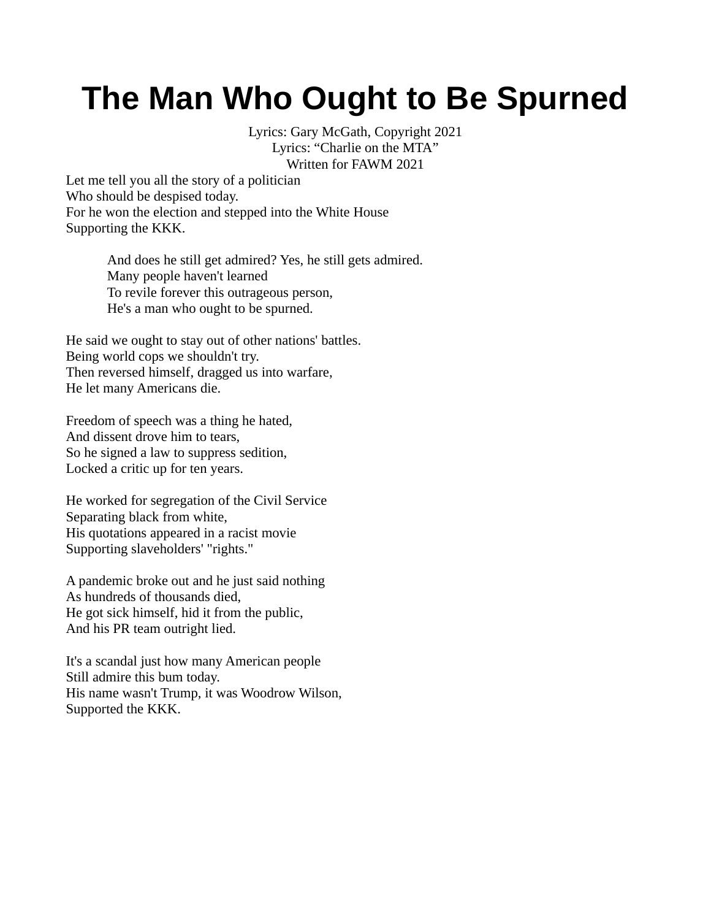# The Man Who Ought to Be Spurned

Lyrics: Gary McGath, Copyright 2021
Lyrics: “Charlie on the MTA”
Written for FAWM 2021

Let me tell you all the story of a politician
Who should be despised today.
For he won the election and stepped into the White House
Supporting the KKK.

> And does he still get admired? Yes, he still gets admired.
> Many people haven't learned
> To revile forever this outrageous person,
> He's a man who ought to be spurned.

He said we ought to stay out of other nations' battles.
Being world cops we shouldn't try.
Then reversed himself, dragged us into warfare,
He let many Americans die.

Freedom of speech was a thing he hated,
And dissent drove him to tears,
So he signed a law to suppress sedition,
Locked a critic up for ten years.

He worked for segregation of the Civil Service
Separating black from white,
His quotations appeared in a racist movie
Supporting slaveholders' "rights."

A pandemic broke out and he just said nothing
As hundreds of thousands died,
He got sick himself, hid it from the public,
And his PR team outright lied.

It's a scandal just how many American people
Still admire this bum today.
His name wasn't Trump, it was Woodrow Wilson,
Supported the KKK.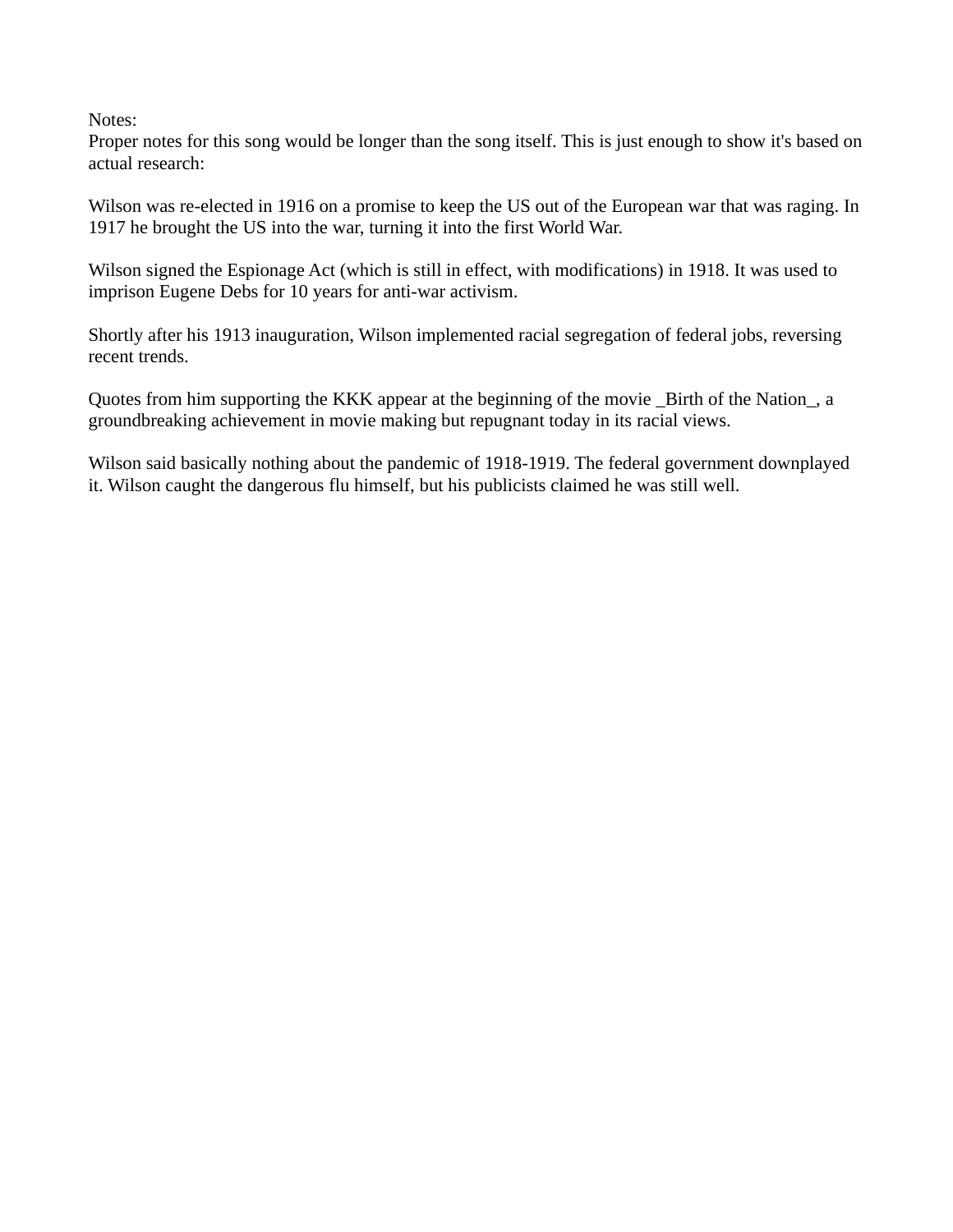Notes:
Proper notes for this song would be longer than the song itself. This is just enough to show it's based on actual research:

Wilson was re-elected in 1916 on a promise to keep the US out of the European war that was raging. In 1917 he brought the US into the war, turning it into the first World War.

Wilson signed the Espionage Act (which is still in effect, with modifications) in 1918. It was used to imprison Eugene Debs for 10 years for anti-war activism.

Shortly after his 1913 inauguration, Wilson implemented racial segregation of federal jobs, reversing recent trends.

Quotes from him supporting the KKK appear at the beginning of the movie _Birth of the Nation_, a groundbreaking achievement in movie making but repugnant today in its racial views.

Wilson said basically nothing about the pandemic of 1918-1919. The federal government downplayed it. Wilson caught the dangerous flu himself, but his publicists claimed he was still well.